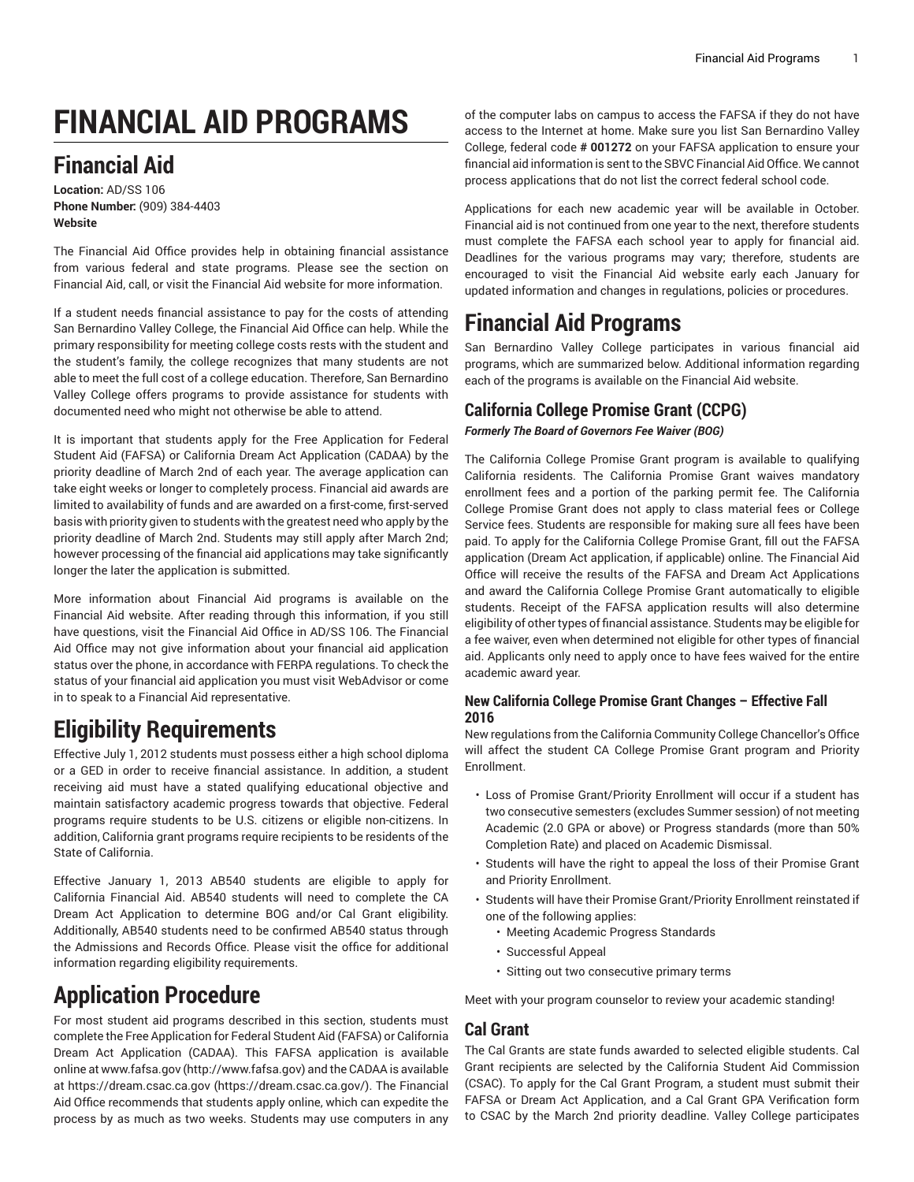# FINANCIAL AID PROGRAMS

## Financial Aid

**Location:** AD/SS 106
**Phone Number:** (909) 384-4403
**Website**

The Financial Aid Office provides help in obtaining financial assistance from various federal and state programs. Please see the section on Financial Aid, call, or visit the Financial Aid website for more information.

If a student needs financial assistance to pay for the costs of attending San Bernardino Valley College, the Financial Aid Office can help. While the primary responsibility for meeting college costs rests with the student and the student's family, the college recognizes that many students are not able to meet the full cost of a college education. Therefore, San Bernardino Valley College offers programs to provide assistance for students with documented need who might not otherwise be able to attend.

It is important that students apply for the Free Application for Federal Student Aid (FAFSA) or California Dream Act Application (CADAA) by the priority deadline of March 2nd of each year. The average application can take eight weeks or longer to completely process. Financial aid awards are limited to availability of funds and are awarded on a first-come, first-served basis with priority given to students with the greatest need who apply by the priority deadline of March 2nd. Students may still apply after March 2nd; however processing of the financial aid applications may take significantly longer the later the application is submitted.

More information about Financial Aid programs is available on the Financial Aid website. After reading through this information, if you still have questions, visit the Financial Aid Office in AD/SS 106. The Financial Aid Office may not give information about your financial aid application status over the phone, in accordance with FERPA regulations. To check the status of your financial aid application you must visit WebAdvisor or come in to speak to a Financial Aid representative.

# Eligibility Requirements

Effective July 1, 2012 students must possess either a high school diploma or a GED in order to receive financial assistance. In addition, a student receiving aid must have a stated qualifying educational objective and maintain satisfactory academic progress towards that objective. Federal programs require students to be U.S. citizens or eligible non-citizens. In addition, California grant programs require recipients to be residents of the State of California.

Effective January 1, 2013 AB540 students are eligible to apply for California Financial Aid. AB540 students will need to complete the CA Dream Act Application to determine BOG and/or Cal Grant eligibility. Additionally, AB540 students need to be confirmed AB540 status through the Admissions and Records Office. Please visit the office for additional information regarding eligibility requirements.

# Application Procedure

For most student aid programs described in this section, students must complete the Free Application for Federal Student Aid (FAFSA) or California Dream Act Application (CADAA). This FAFSA application is available online at www.fafsa.gov (http://www.fafsa.gov) and the CADAA is available at https://dream.csac.ca.gov (https://dream.csac.ca.gov/). The Financial Aid Office recommends that students apply online, which can expedite the process by as much as two weeks. Students may use computers in any of the computer labs on campus to access the FAFSA if they do not have access to the Internet at home. Make sure you list San Bernardino Valley College, federal code **# 001272** on your FAFSA application to ensure your financial aid information is sent to the SBVC Financial Aid Office. We cannot process applications that do not list the correct federal school code.

Applications for each new academic year will be available in October. Financial aid is not continued from one year to the next, therefore students must complete the FAFSA each school year to apply for financial aid. Deadlines for the various programs may vary; therefore, students are encouraged to visit the Financial Aid website early each January for updated information and changes in regulations, policies or procedures.

# Financial Aid Programs

San Bernardino Valley College participates in various financial aid programs, which are summarized below. Additional information regarding each of the programs is available on the Financial Aid website.

## California College Promise Grant (CCPG)

***Formerly The Board of Governors Fee Waiver (BOG)***

The California College Promise Grant program is available to qualifying California residents. The California Promise Grant waives mandatory enrollment fees and a portion of the parking permit fee. The California College Promise Grant does not apply to class material fees or College Service fees. Students are responsible for making sure all fees have been paid. To apply for the California College Promise Grant, fill out the FAFSA application (Dream Act application, if applicable) online. The Financial Aid Office will receive the results of the FAFSA and Dream Act Applications and award the California College Promise Grant automatically to eligible students. Receipt of the FAFSA application results will also determine eligibility of other types of financial assistance. Students may be eligible for a fee waiver, even when determined not eligible for other types of financial aid. Applicants only need to apply once to have fees waived for the entire academic award year.

### New California College Promise Grant Changes – Effective Fall 2016

New regulations from the California Community College Chancellor's Office will affect the student CA College Promise Grant program and Priority Enrollment.

- Loss of Promise Grant/Priority Enrollment will occur if a student has two consecutive semesters (excludes Summer session) of not meeting Academic (2.0 GPA or above) or Progress standards (more than 50% Completion Rate) and placed on Academic Dismissal.
- Students will have the right to appeal the loss of their Promise Grant and Priority Enrollment.
- Students will have their Promise Grant/Priority Enrollment reinstated if one of the following applies:
  - Meeting Academic Progress Standards
  - Successful Appeal
  - Sitting out two consecutive primary terms

Meet with your program counselor to review your academic standing!

## Cal Grant

The Cal Grants are state funds awarded to selected eligible students. Cal Grant recipients are selected by the California Student Aid Commission (CSAC). To apply for the Cal Grant Program, a student must submit their FAFSA or Dream Act Application, and a Cal Grant GPA Verification form to CSAC by the March 2nd priority deadline. Valley College participates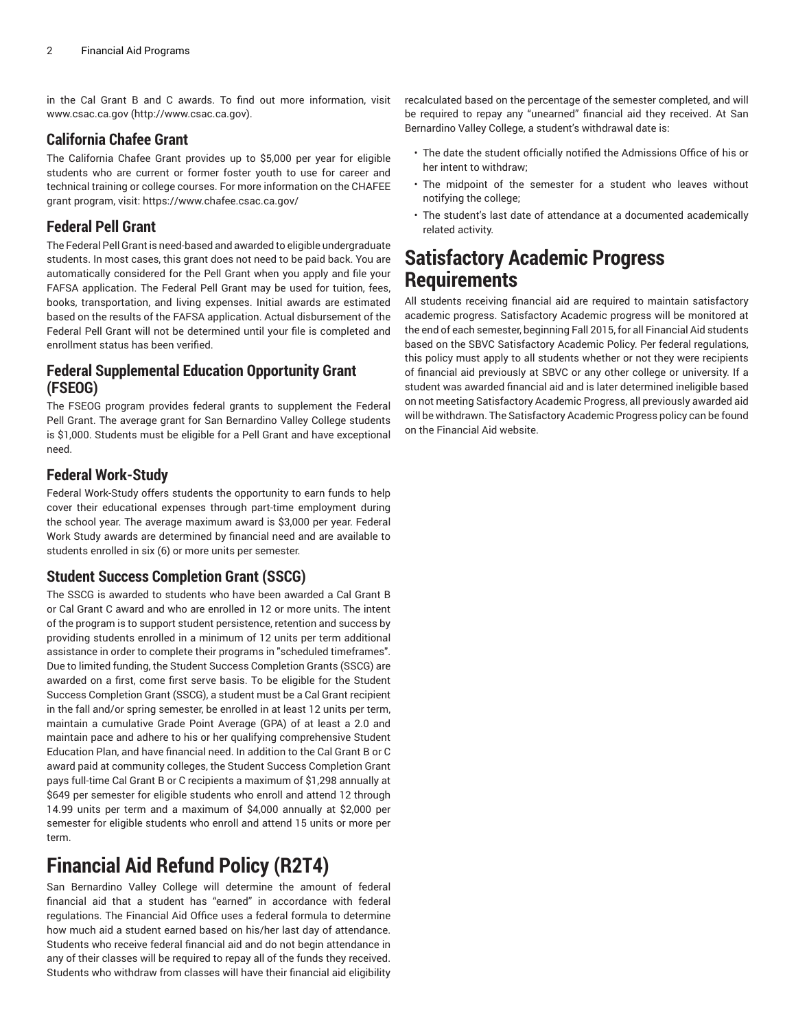in the Cal Grant B and C awards. To find out more information, visit www.csac.ca.gov (http://www.csac.ca.gov).

### California Chafee Grant

The California Chafee Grant provides up to $5,000 per year for eligible students who are current or former foster youth to use for career and technical training or college courses. For more information on the CHAFEE grant program, visit: https://www.chafee.csac.ca.gov/

### Federal Pell Grant

The Federal Pell Grant is need-based and awarded to eligible undergraduate students. In most cases, this grant does not need to be paid back. You are automatically considered for the Pell Grant when you apply and file your FAFSA application. The Federal Pell Grant may be used for tuition, fees, books, transportation, and living expenses. Initial awards are estimated based on the results of the FAFSA application. Actual disbursement of the Federal Pell Grant will not be determined until your file is completed and enrollment status has been verified.

### Federal Supplemental Education Opportunity Grant (FSEOG)

The FSEOG program provides federal grants to supplement the Federal Pell Grant. The average grant for San Bernardino Valley College students is $1,000. Students must be eligible for a Pell Grant and have exceptional need.

### Federal Work-Study

Federal Work-Study offers students the opportunity to earn funds to help cover their educational expenses through part-time employment during the school year. The average maximum award is $3,000 per year. Federal Work Study awards are determined by financial need and are available to students enrolled in six (6) or more units per semester.

### Student Success Completion Grant (SSCG)

The SSCG is awarded to students who have been awarded a Cal Grant B or Cal Grant C award and who are enrolled in 12 or more units. The intent of the program is to support student persistence, retention and success by providing students enrolled in a minimum of 12 units per term additional assistance in order to complete their programs in "scheduled timeframes". Due to limited funding, the Student Success Completion Grants (SSCG) are awarded on a first, come first serve basis. To be eligible for the Student Success Completion Grant (SSCG), a student must be a Cal Grant recipient in the fall and/or spring semester, be enrolled in at least 12 units per term, maintain a cumulative Grade Point Average (GPA) of at least a 2.0 and maintain pace and adhere to his or her qualifying comprehensive Student Education Plan, and have financial need. In addition to the Cal Grant B or C award paid at community colleges, the Student Success Completion Grant pays full-time Cal Grant B or C recipients a maximum of $1,298 annually at $649 per semester for eligible students who enroll and attend 12 through 14.99 units per term and a maximum of $4,000 annually at $2,000 per semester for eligible students who enroll and attend 15 units or more per term.

## Financial Aid Refund Policy (R2T4)

San Bernardino Valley College will determine the amount of federal financial aid that a student has "earned" in accordance with federal regulations. The Financial Aid Office uses a federal formula to determine how much aid a student earned based on his/her last day of attendance. Students who receive federal financial aid and do not begin attendance in any of their classes will be required to repay all of the funds they received. Students who withdraw from classes will have their financial aid eligibility recalculated based on the percentage of the semester completed, and will be required to repay any "unearned" financial aid they received. At San Bernardino Valley College, a student's withdrawal date is:

- The date the student officially notified the Admissions Office of his or her intent to withdraw;
- The midpoint of the semester for a student who leaves without notifying the college;
- The student's last date of attendance at a documented academically related activity.

## Satisfactory Academic Progress Requirements

All students receiving financial aid are required to maintain satisfactory academic progress. Satisfactory Academic progress will be monitored at the end of each semester, beginning Fall 2015, for all Financial Aid students based on the SBVC Satisfactory Academic Policy. Per federal regulations, this policy must apply to all students whether or not they were recipients of financial aid previously at SBVC or any other college or university. If a student was awarded financial aid and is later determined ineligible based on not meeting Satisfactory Academic Progress, all previously awarded aid will be withdrawn. The Satisfactory Academic Progress policy can be found on the Financial Aid website.